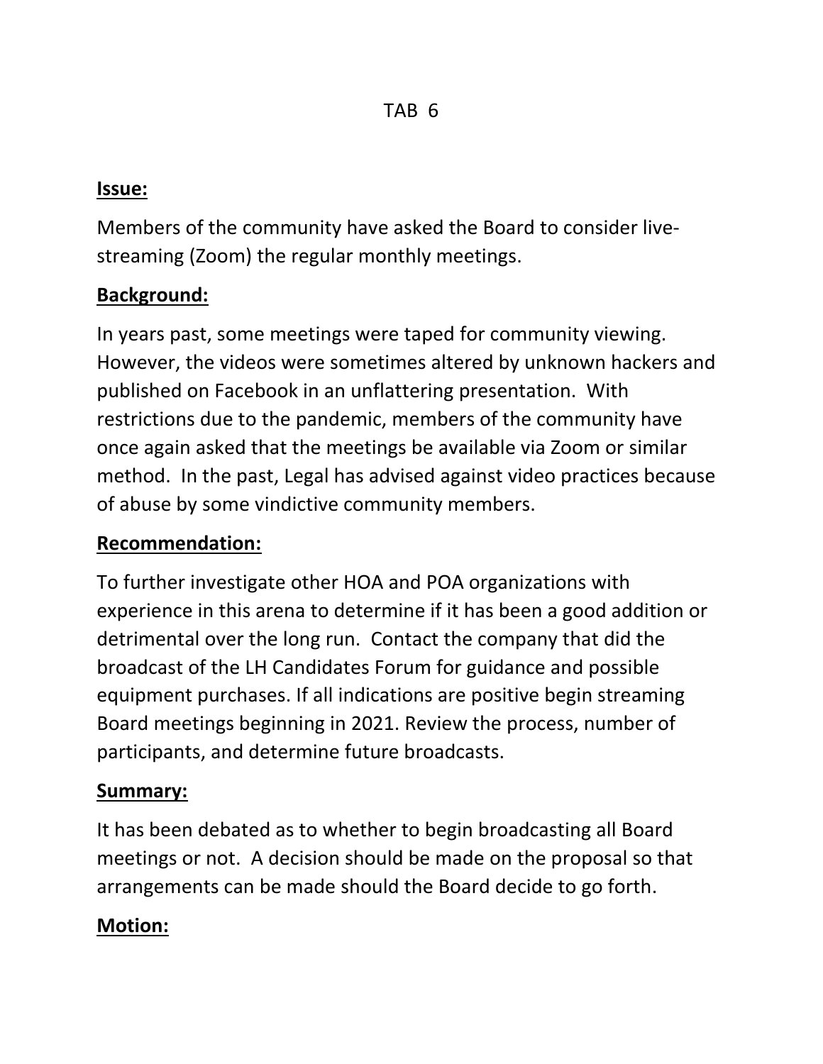TAB 6

**Issue:**

Members of the community have asked the Board to consider live-streaming (Zoom) the regular monthly meetings.

**Background:**

In years past, some meetings were taped for community viewing. However, the videos were sometimes altered by unknown hackers and published on Facebook in an unflattering presentation. With restrictions due to the pandemic, members of the community have once again asked that the meetings be available via Zoom or similar method. In the past, Legal has advised against video practices because of abuse by some vindictive community members.

**Recommendation:**

To further investigate other HOA and POA organizations with experience in this arena to determine if it has been a good addition or detrimental over the long run. Contact the company that did the broadcast of the LH Candidates Forum for guidance and possible equipment purchases. If all indications are positive begin streaming Board meetings beginning in 2021. Review the process, number of participants, and determine future broadcasts.

**Summary:**

It has been debated as to whether to begin broadcasting all Board meetings or not. A decision should be made on the proposal so that arrangements can be made should the Board decide to go forth.

**Motion:**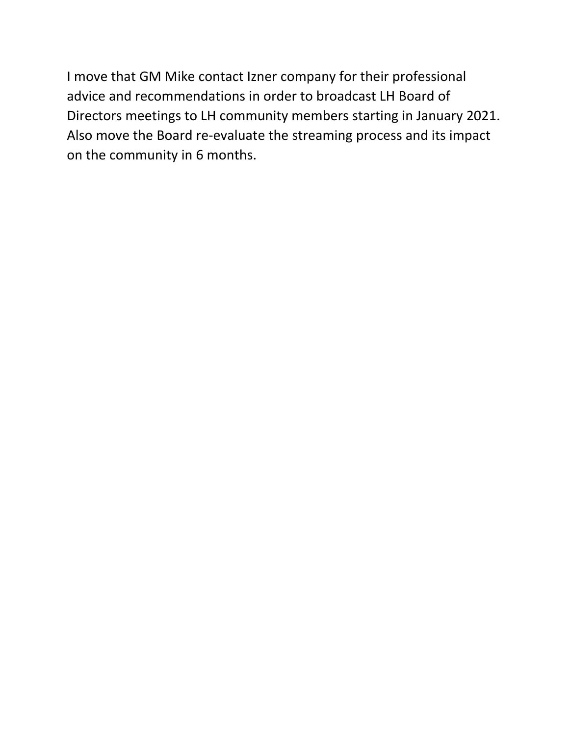I move that GM Mike contact Izner company for their professional advice and recommendations in order to broadcast LH Board of Directors meetings to LH community members starting in January 2021. Also move the Board re-evaluate the streaming process and its impact on the community in 6 months.